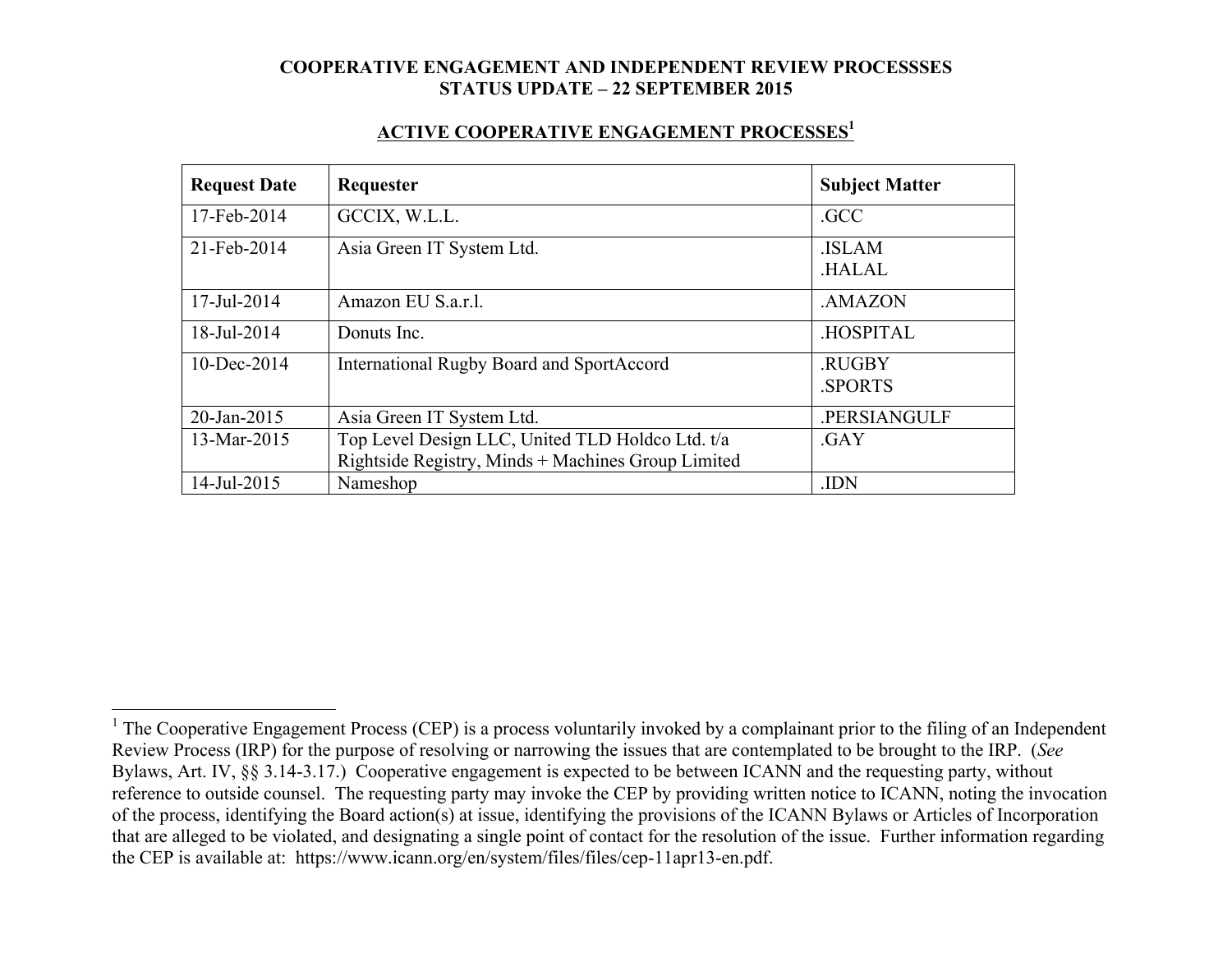**COOPERATIVE ENGAGEMENT AND INDEPENDENT REVIEW PROCESSSES**
**STATUS UPDATE – 22 SEPTEMBER 2015**

## ACTIVE COOPERATIVE ENGAGEMENT PROCESSES[1]

| Request Date | Requester | Subject Matter |
|---|---|---|
| 17-Feb-2014 | GCCIX, W.L.L. | .GCC |
| 21-Feb-2014 | Asia Green IT System Ltd. | .ISLAM<br>.HALAL |
| 17-Jul-2014 | Amazon EU S.a.r.l. | .AMAZON |
| 18-Jul-2014 | Donuts Inc. | .HOSPITAL |
| 10-Dec-2014 | International Rugby Board and SportAccord | .RUGBY<br>.SPORTS |
| 20-Jan-2015 | Asia Green IT System Ltd. | .PERSIANGULF |
| 13-Mar-2015 | Top Level Design LLC, United TLD Holdco Ltd. t/a Rightside Registry, Minds + Machines Group Limited | .GAY |
| 14-Jul-2015 | Nameshop | .IDN |

[1] The Cooperative Engagement Process (CEP) is a process voluntarily invoked by a complainant prior to the filing of an Independent Review Process (IRP) for the purpose of resolving or narrowing the issues that are contemplated to be brought to the IRP. (*See* Bylaws, Art. IV, §§ 3.14-3.17.) Cooperative engagement is expected to be between ICANN and the requesting party, without reference to outside counsel. The requesting party may invoke the CEP by providing written notice to ICANN, noting the invocation of the process, identifying the Board action(s) at issue, identifying the provisions of the ICANN Bylaws or Articles of Incorporation that are alleged to be violated, and designating a single point of contact for the resolution of the issue. Further information regarding the CEP is available at: https://www.icann.org/en/system/files/files/cep-11apr13-en.pdf.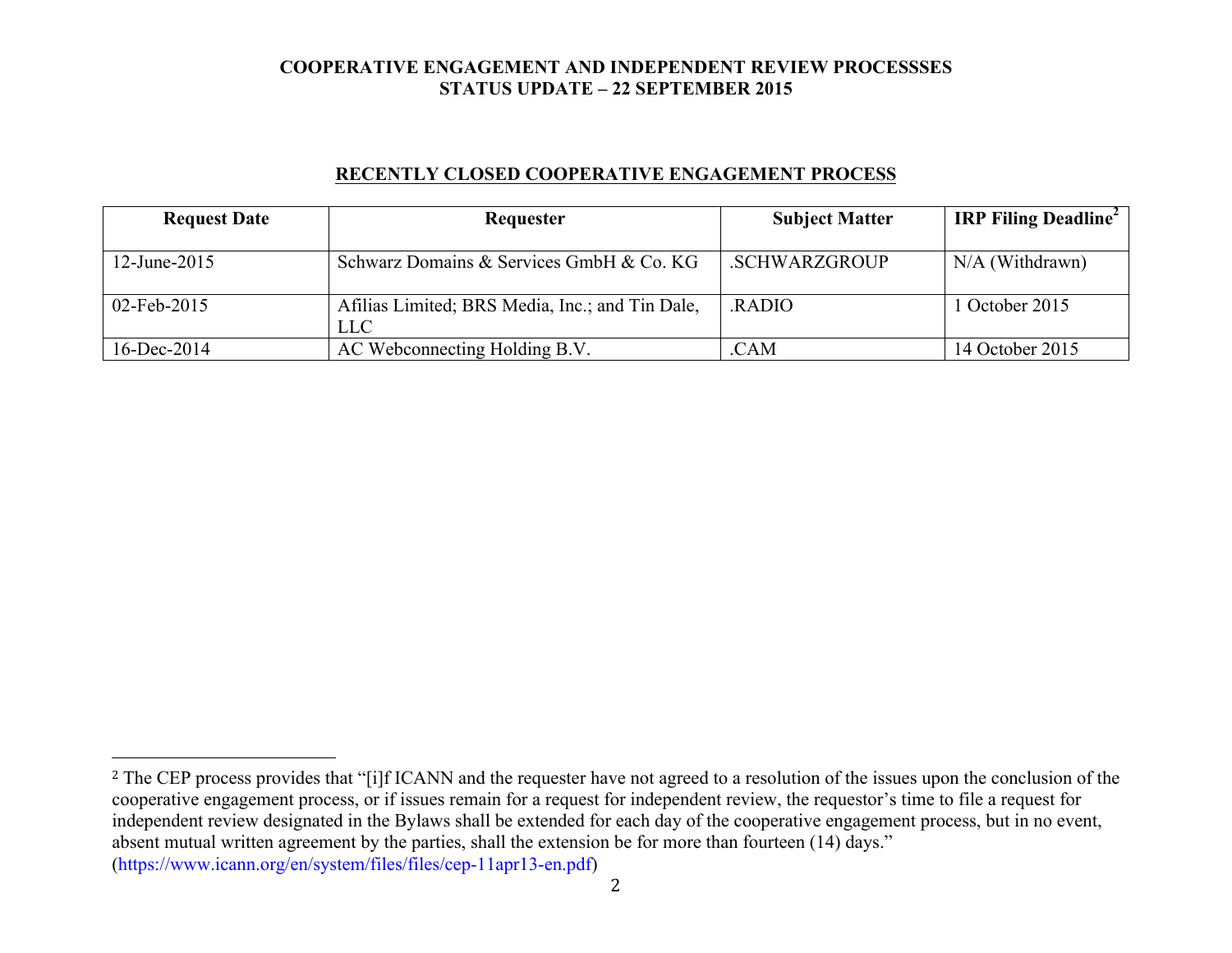**COOPERATIVE ENGAGEMENT AND INDEPENDENT REVIEW PROCESSSES**
**STATUS UPDATE – 22 SEPTEMBER 2015**

## RECENTLY CLOSED COOPERATIVE ENGAGEMENT PROCESS

| Request Date | Requester | Subject Matter | IRP Filing Deadline[2] |
|---|---|---|---|
| 12-June-2015 | Schwarz Domains & Services GmbH & Co. KG | .SCHWARZGROUP | N/A (Withdrawn) |
| 02-Feb-2015 | Afilias Limited; BRS Media, Inc.; and Tin Dale, LLC | .RADIO | 1 October 2015 |
| 16-Dec-2014 | AC Webconnecting Holding B.V. | .CAM | 14 October 2015 |

[2] The CEP process provides that "[i]f ICANN and the requester have not agreed to a resolution of the issues upon the conclusion of the cooperative engagement process, or if issues remain for a request for independent review, the requestor's time to file a request for independent review designated in the Bylaws shall be extended for each day of the cooperative engagement process, but in no event, absent mutual written agreement by the parties, shall the extension be for more than fourteen (14) days." (https://www.icann.org/en/system/files/files/cep-11apr13-en.pdf)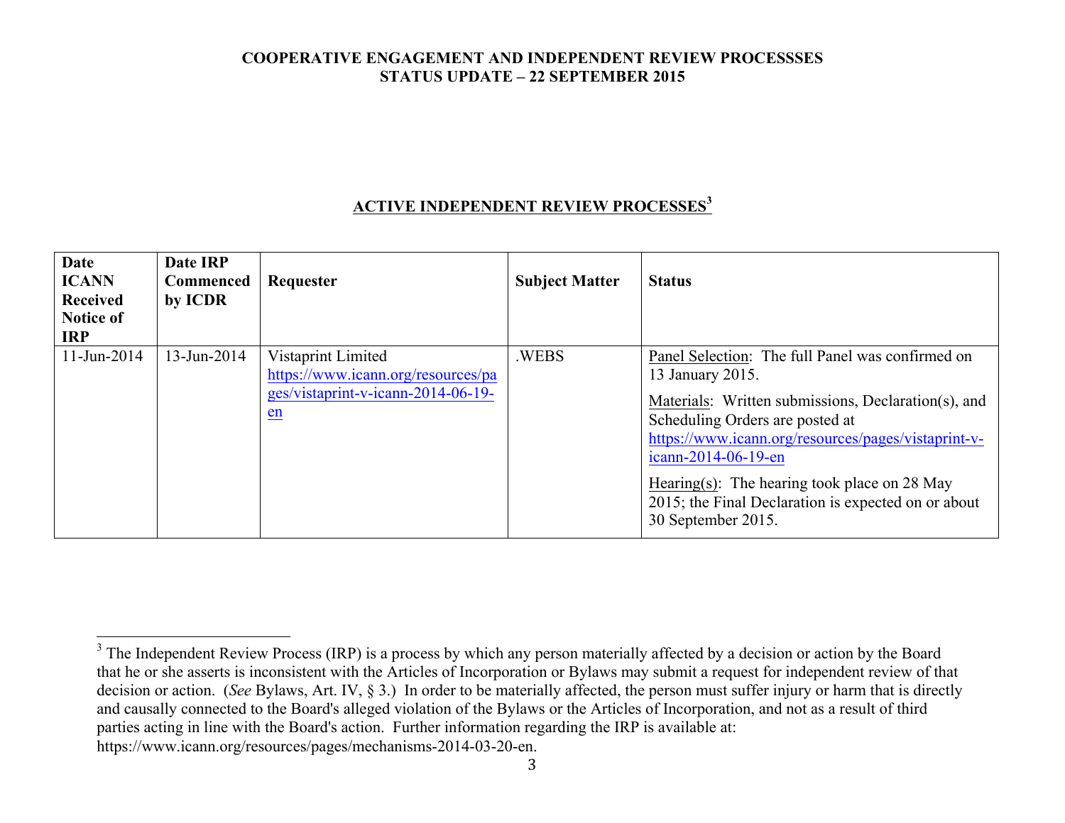**COOPERATIVE ENGAGEMENT AND INDEPENDENT REVIEW PROCESSSES**
**STATUS UPDATE – 22 SEPTEMBER 2015**

## ACTIVE INDEPENDENT REVIEW PROCESSES[3]

| Date ICANN Received Notice of IRP | Date IRP Commenced by ICDR | Requester | Subject Matter | Status |
|---|---|---|---|---|
| 11-Jun-2014 | 13-Jun-2014 | Vistaprint Limited https://www.icann.org/resources/pages/vistaprint-v-icann-2014-06-19-en | .WEBS | Panel Selection: The full Panel was confirmed on 13 January 2015.<br><br>Materials: Written submissions, Declaration(s), and Scheduling Orders are posted at https://www.icann.org/resources/pages/vistaprint-v-icann-2014-06-19-en<br><br>Hearing(s): The hearing took place on 28 May 2015; the Final Declaration is expected on or about 30 September 2015. |

[3] The Independent Review Process (IRP) is a process by which any person materially affected by a decision or action by the Board that he or she asserts is inconsistent with the Articles of Incorporation or Bylaws may submit a request for independent review of that decision or action. (*See* Bylaws, Art. IV, § 3.) In order to be materially affected, the person must suffer injury or harm that is directly and causally connected to the Board's alleged violation of the Bylaws or the Articles of Incorporation, and not as a result of third parties acting in line with the Board's action. Further information regarding the IRP is available at: https://www.icann.org/resources/pages/mechanisms-2014-03-20-en.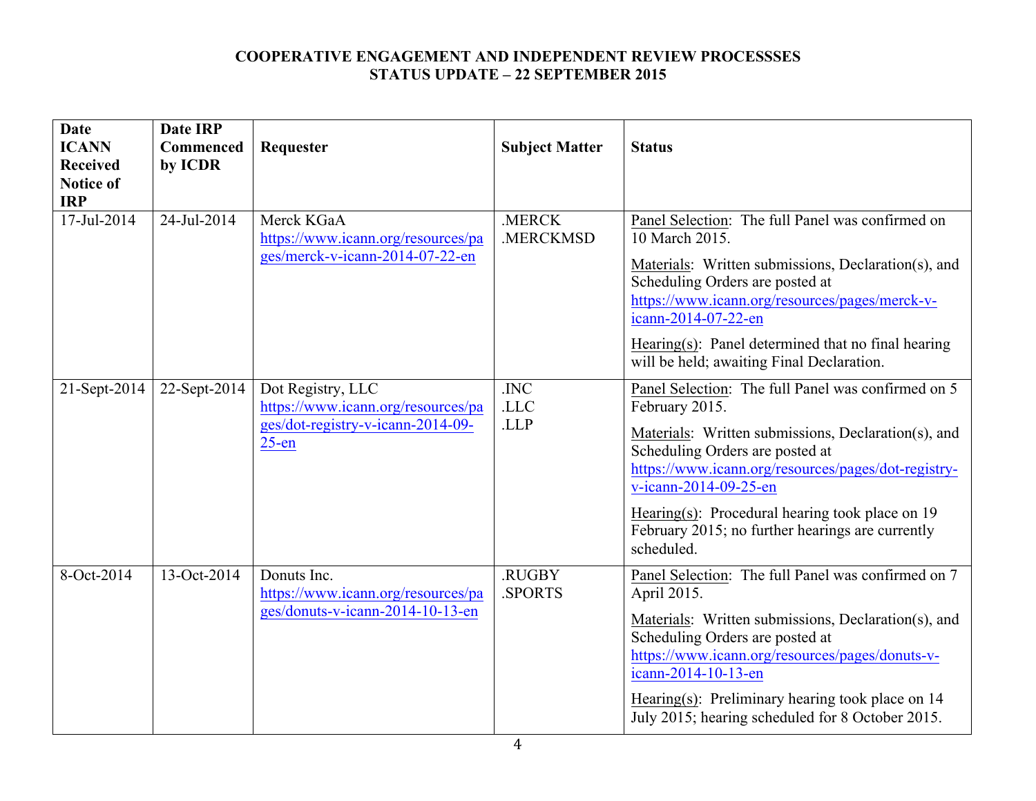**COOPERATIVE ENGAGEMENT AND INDEPENDENT REVIEW PROCESSSES**
**STATUS UPDATE – 22 SEPTEMBER 2015**

| Date ICANN Received Notice of IRP | Date IRP Commenced by ICDR | Requester | Subject Matter | Status |
|---|---|---|---|---|
| 17-Jul-2014 | 24-Jul-2014 | Merck KGaA https://www.icann.org/resources/pages/merck-v-icann-2014-07-22-en | .MERCK .MERCKMSD | Panel Selection: The full Panel was confirmed on 10 March 2015. Materials: Written submissions, Declaration(s), and Scheduling Orders are posted at https://www.icann.org/resources/pages/merck-v-icann-2014-07-22-en Hearing(s): Panel determined that no final hearing will be held; awaiting Final Declaration. |
| 21-Sept-2014 | 22-Sept-2014 | Dot Registry, LLC https://www.icann.org/resources/pages/dot-registry-v-icann-2014-09-25-en | .INC .LLC .LLP | Panel Selection: The full Panel was confirmed on 5 February 2015. Materials: Written submissions, Declaration(s), and Scheduling Orders are posted at https://www.icann.org/resources/pages/dot-registry-v-icann-2014-09-25-en Hearing(s): Procedural hearing took place on 19 February 2015; no further hearings are currently scheduled. |
| 8-Oct-2014 | 13-Oct-2014 | Donuts Inc. https://www.icann.org/resources/pages/donuts-v-icann-2014-10-13-en | .RUGBY .SPORTS | Panel Selection: The full Panel was confirmed on 7 April 2015. Materials: Written submissions, Declaration(s), and Scheduling Orders are posted at https://www.icann.org/resources/pages/donuts-v-icann-2014-10-13-en Hearing(s): Preliminary hearing took place on 14 July 2015; hearing scheduled for 8 October 2015. |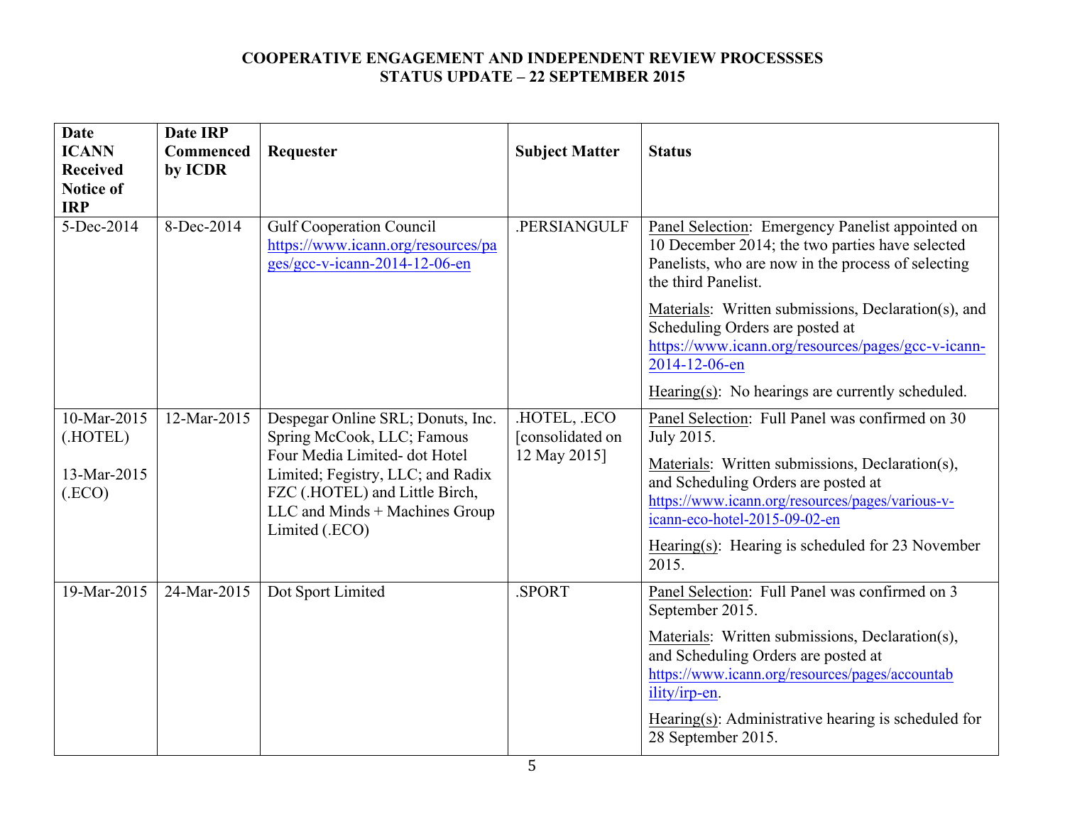**COOPERATIVE ENGAGEMENT AND INDEPENDENT REVIEW PROCESSSES**
**STATUS UPDATE – 22 SEPTEMBER 2015**

| Date ICANN Received Notice of IRP | Date IRP Commenced by ICDR | Requester | Subject Matter | Status |
|---|---|---|---|---|
| 5-Dec-2014 | 8-Dec-2014 | Gulf Cooperation Council https://www.icann.org/resources/pages/gcc-v-icann-2014-12-06-en | .PERSIANGULF | Panel Selection: Emergency Panelist appointed on 10 December 2014; the two parties have selected Panelists, who are now in the process of selecting the third Panelist.<br><br>Materials: Written submissions, Declaration(s), and Scheduling Orders are posted at https://www.icann.org/resources/pages/gcc-v-icann-2014-12-06-en<br><br>Hearing(s): No hearings are currently scheduled. |
| 10-Mar-2015 (.HOTEL)<br><br>13-Mar-2015 (.ECO) | 12-Mar-2015 | Despegar Online SRL; Donuts, Inc. Spring McCook, LLC; Famous Four Media Limited- dot Hotel Limited; Fegistry, LLC; and Radix FZC (.HOTEL) and Little Birch, LLC and Minds + Machines Group Limited (.ECO) | .HOTEL, .ECO [consolidated on 12 May 2015] | Panel Selection: Full Panel was confirmed on 30 July 2015.<br><br>Materials: Written submissions, Declaration(s), and Scheduling Orders are posted at https://www.icann.org/resources/pages/various-v-icann-eco-hotel-2015-09-02-en<br><br>Hearing(s): Hearing is scheduled for 23 November 2015. |
| 19-Mar-2015 | 24-Mar-2015 | Dot Sport Limited | .SPORT | Panel Selection: Full Panel was confirmed on 3 September 2015.<br><br>Materials: Written submissions, Declaration(s), and Scheduling Orders are posted at https://www.icann.org/resources/pages/accountability/irp-en.<br><br>Hearing(s): Administrative hearing is scheduled for 28 September 2015. |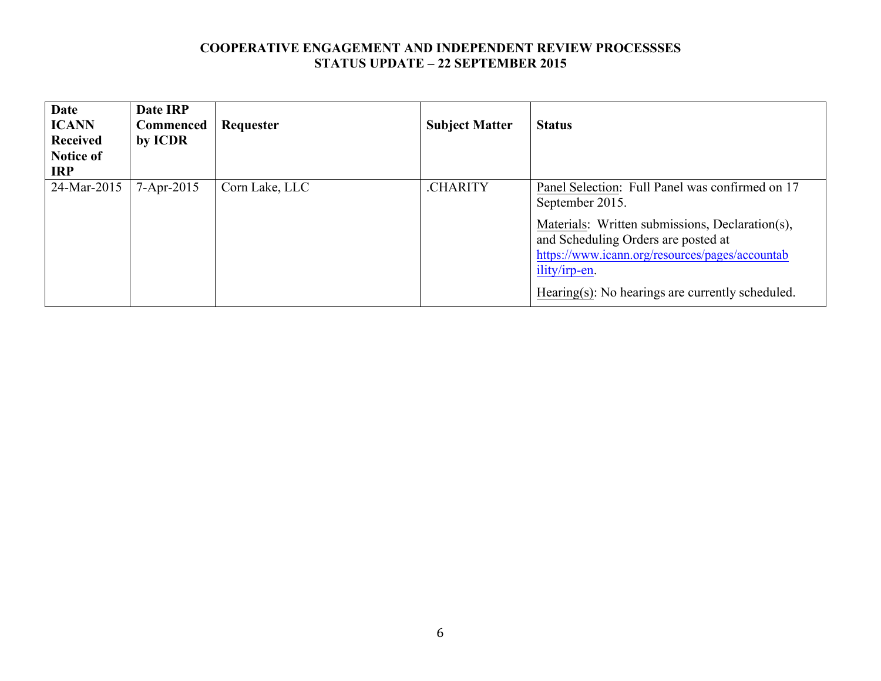**COOPERATIVE ENGAGEMENT AND INDEPENDENT REVIEW PROCESSSES**
**STATUS UPDATE – 22 SEPTEMBER 2015**

| Date ICANN Received Notice of IRP | Date IRP Commenced by ICDR | Requester | Subject Matter | Status |
|---|---|---|---|---|
| 24-Mar-2015 | 7-Apr-2015 | Corn Lake, LLC | .CHARITY | Panel Selection: Full Panel was confirmed on 17 September 2015.<br><br>Materials: Written submissions, Declaration(s), and Scheduling Orders are posted at https://www.icann.org/resources/pages/accountability/irp-en.<br><br>Hearing(s): No hearings are currently scheduled. |